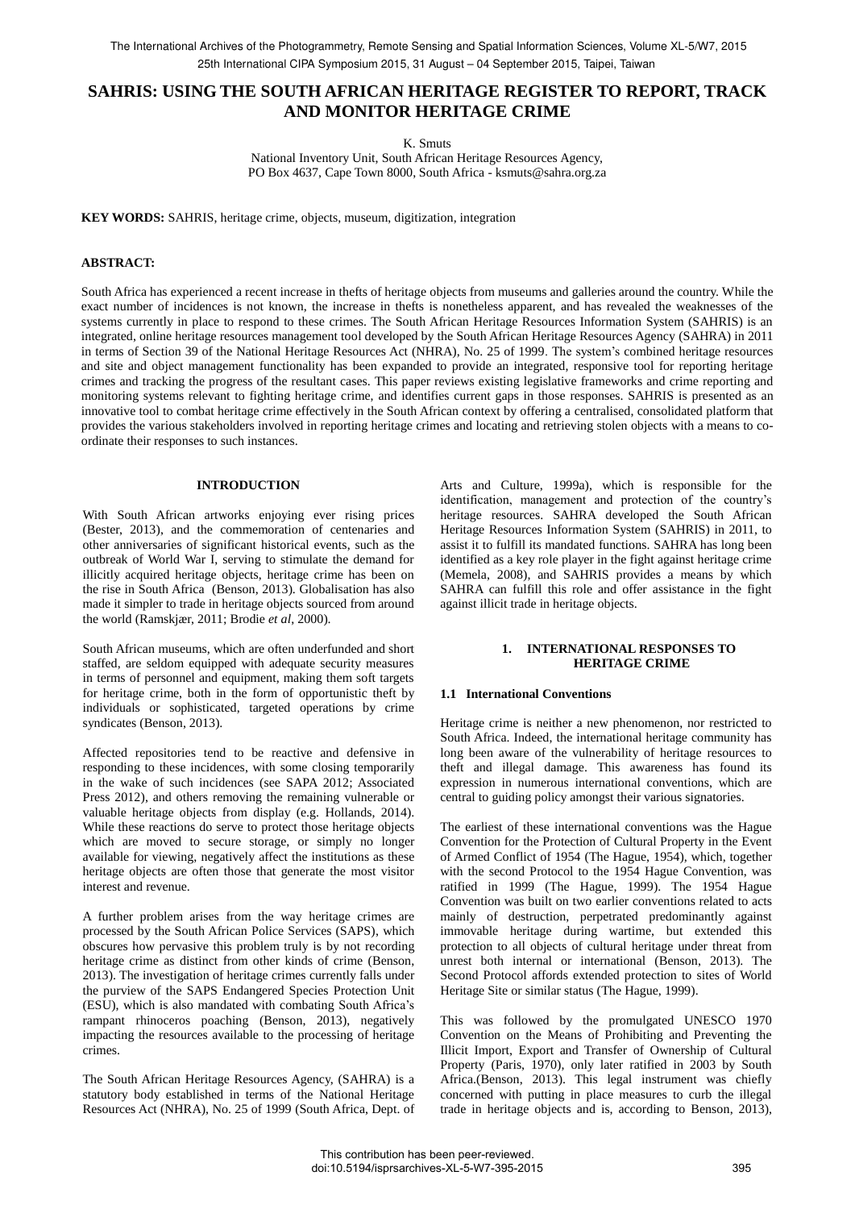# SAHRIS: USING THE SOUTH AFRICAN HERITAGE REGISTER TO REPORT, TRACK AND MONITOR HERITAGE CRIME

K. Smuts

National Inventory Unit, South African Heritage Resources Agency,
PO Box 4637, Cape Town 8000, South Africa - ksmuts@sahra.org.za

**KEY WORDS:** SAHRIS, heritage crime, objects, museum, digitization, integration

**ABSTRACT:**

South Africa has experienced a recent increase in thefts of heritage objects from museums and galleries around the country. While the exact number of incidences is not known, the increase in thefts is nonetheless apparent, and has revealed the weaknesses of the systems currently in place to respond to these crimes. The South African Heritage Resources Information System (SAHRIS) is an integrated, online heritage resources management tool developed by the South African Heritage Resources Agency (SAHRA) in 2011 in terms of Section 39 of the National Heritage Resources Act (NHRA), No. 25 of 1999. The system's combined heritage resources and site and object management functionality has been expanded to provide an integrated, responsive tool for reporting heritage crimes and tracking the progress of the resultant cases. This paper reviews existing legislative frameworks and crime reporting and monitoring systems relevant to fighting heritage crime, and identifies current gaps in those responses. SAHRIS is presented as an innovative tool to combat heritage crime effectively in the South African context by offering a centralised, consolidated platform that provides the various stakeholders involved in reporting heritage crimes and locating and retrieving stolen objects with a means to co-ordinate their responses to such instances.

## INTRODUCTION

With South African artworks enjoying ever rising prices (Bester, 2013), and the commemoration of centenaries and other anniversaries of significant historical events, such as the outbreak of World War I, serving to stimulate the demand for illicitly acquired heritage objects, heritage crime has been on the rise in South Africa (Benson, 2013). Globalisation has also made it simpler to trade in heritage objects sourced from around the world (Ramskjær, 2011; Brodie *et al*, 2000).

South African museums, which are often underfunded and short staffed, are seldom equipped with adequate security measures in terms of personnel and equipment, making them soft targets for heritage crime, both in the form of opportunistic theft by individuals or sophisticated, targeted operations by crime syndicates (Benson, 2013).

Affected repositories tend to be reactive and defensive in responding to these incidences, with some closing temporarily in the wake of such incidences (see SAPA 2012; Associated Press 2012), and others removing the remaining vulnerable or valuable heritage objects from display (e.g. Hollands, 2014). While these reactions do serve to protect those heritage objects which are moved to secure storage, or simply no longer available for viewing, negatively affect the institutions as these heritage objects are often those that generate the most visitor interest and revenue.

A further problem arises from the way heritage crimes are processed by the South African Police Services (SAPS), which obscures how pervasive this problem truly is by not recording heritage crime as distinct from other kinds of crime (Benson, 2013). The investigation of heritage crimes currently falls under the purview of the SAPS Endangered Species Protection Unit (ESU), which is also mandated with combating South Africa's rampant rhinoceros poaching (Benson, 2013), negatively impacting the resources available to the processing of heritage crimes.

The South African Heritage Resources Agency, (SAHRA) is a statutory body established in terms of the National Heritage Resources Act (NHRA), No. 25 of 1999 (South Africa, Dept. of Arts and Culture, 1999a), which is responsible for the identification, management and protection of the country's heritage resources. SAHRA developed the South African Heritage Resources Information System (SAHRIS) in 2011, to assist it to fulfill its mandated functions. SAHRA has long been identified as a key role player in the fight against heritage crime (Memela, 2008), and SAHRIS provides a means by which SAHRA can fulfill this role and offer assistance in the fight against illicit trade in heritage objects.

## 1. INTERNATIONAL RESPONSES TO HERITAGE CRIME

### 1.1 International Conventions

Heritage crime is neither a new phenomenon, nor restricted to South Africa. Indeed, the international heritage community has long been aware of the vulnerability of heritage resources to theft and illegal damage. This awareness has found its expression in numerous international conventions, which are central to guiding policy amongst their various signatories.

The earliest of these international conventions was the Hague Convention for the Protection of Cultural Property in the Event of Armed Conflict of 1954 (The Hague, 1954), which, together with the second Protocol to the 1954 Hague Convention, was ratified in 1999 (The Hague, 1999). The 1954 Hague Convention was built on two earlier conventions related to acts mainly of destruction, perpetrated predominantly against immovable heritage during wartime, but extended this protection to all objects of cultural heritage under threat from unrest both internal or international (Benson, 2013). The Second Protocol affords extended protection to sites of World Heritage Site or similar status (The Hague, 1999).

This was followed by the promulgated UNESCO 1970 Convention on the Means of Prohibiting and Preventing the Illicit Import, Export and Transfer of Ownership of Cultural Property (Paris, 1970), only later ratified in 2003 by South Africa.(Benson, 2013). This legal instrument was chiefly concerned with putting in place measures to curb the illegal trade in heritage objects and is, according to Benson, 2013),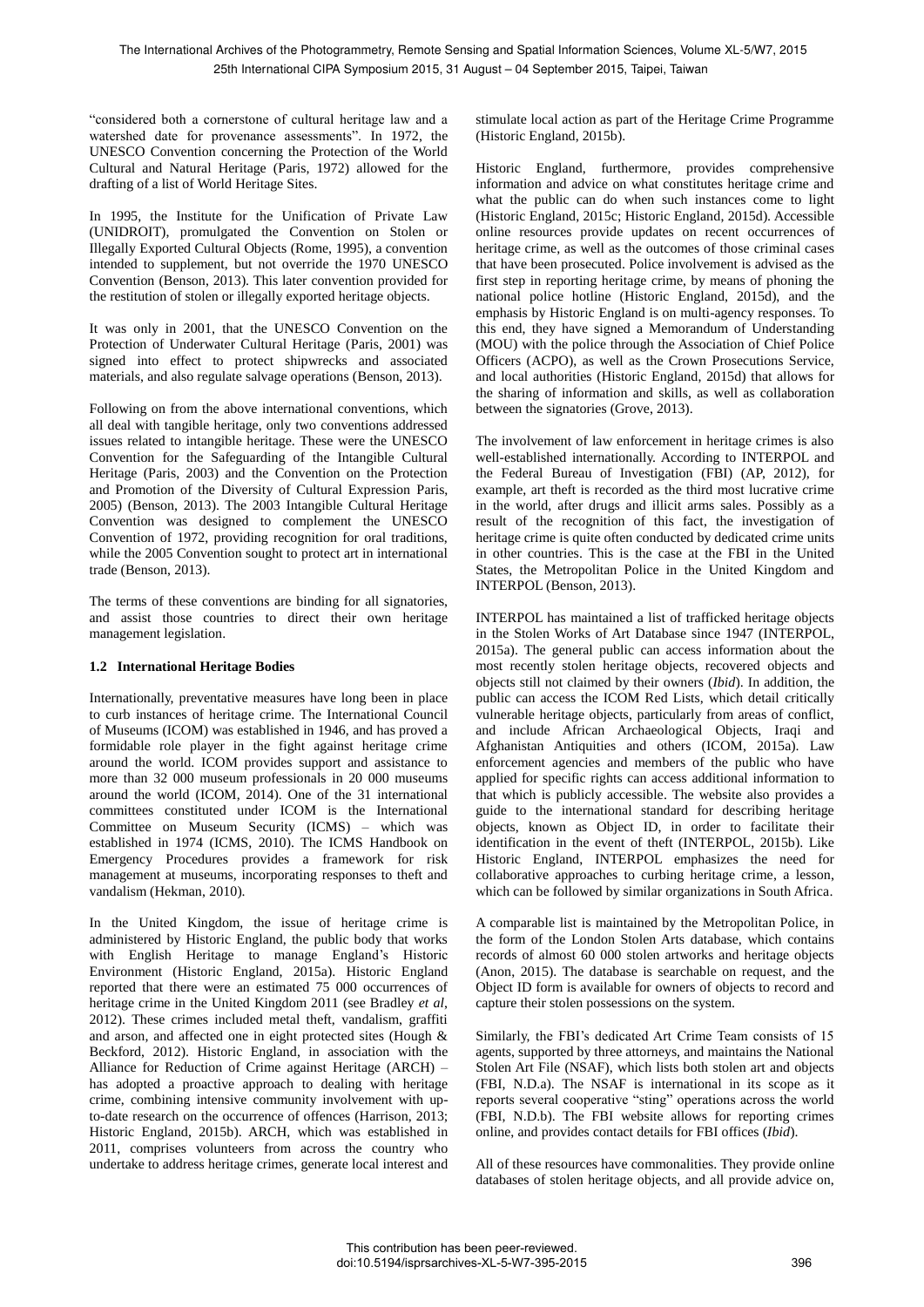"considered both a cornerstone of cultural heritage law and a watershed date for provenance assessments". In 1972, the UNESCO Convention concerning the Protection of the World Cultural and Natural Heritage (Paris, 1972) allowed for the drafting of a list of World Heritage Sites.

In 1995, the Institute for the Unification of Private Law (UNIDROIT), promulgated the Convention on Stolen or Illegally Exported Cultural Objects (Rome, 1995), a convention intended to supplement, but not override the 1970 UNESCO Convention (Benson, 2013). This later convention provided for the restitution of stolen or illegally exported heritage objects.

It was only in 2001, that the UNESCO Convention on the Protection of Underwater Cultural Heritage (Paris, 2001) was signed into effect to protect shipwrecks and associated materials, and also regulate salvage operations (Benson, 2013).

Following on from the above international conventions, which all deal with tangible heritage, only two conventions addressed issues related to intangible heritage. These were the UNESCO Convention for the Safeguarding of the Intangible Cultural Heritage (Paris, 2003) and the Convention on the Protection and Promotion of the Diversity of Cultural Expression Paris, 2005) (Benson, 2013). The 2003 Intangible Cultural Heritage Convention was designed to complement the UNESCO Convention of 1972, providing recognition for oral traditions, while the 2005 Convention sought to protect art in international trade (Benson, 2013).

The terms of these conventions are binding for all signatories, and assist those countries to direct their own heritage management legislation.

### 1.2 International Heritage Bodies

Internationally, preventative measures have long been in place to curb instances of heritage crime. The International Council of Museums (ICOM) was established in 1946, and has proved a formidable role player in the fight against heritage crime around the world. ICOM provides support and assistance to more than 32 000 museum professionals in 20 000 museums around the world (ICOM, 2014). One of the 31 international committees constituted under ICOM is the International Committee on Museum Security (ICMS) – which was established in 1974 (ICMS, 2010). The ICMS Handbook on Emergency Procedures provides a framework for risk management at museums, incorporating responses to theft and vandalism (Hekman, 2010).

In the United Kingdom, the issue of heritage crime is administered by Historic England, the public body that works with English Heritage to manage England's Historic Environment (Historic England, 2015a). Historic England reported that there were an estimated 75 000 occurrences of heritage crime in the United Kingdom 2011 (see Bradley *et al*, 2012). These crimes included metal theft, vandalism, graffiti and arson, and affected one in eight protected sites (Hough & Beckford, 2012). Historic England, in association with the Alliance for Reduction of Crime against Heritage (ARCH) – has adopted a proactive approach to dealing with heritage crime, combining intensive community involvement with up-to-date research on the occurrence of offences (Harrison, 2013; Historic England, 2015b). ARCH, which was established in 2011, comprises volunteers from across the country who undertake to address heritage crimes, generate local interest and stimulate local action as part of the Heritage Crime Programme (Historic England, 2015b).

Historic England, furthermore, provides comprehensive information and advice on what constitutes heritage crime and what the public can do when such instances come to light (Historic England, 2015c; Historic England, 2015d). Accessible online resources provide updates on recent occurrences of heritage crime, as well as the outcomes of those criminal cases that have been prosecuted. Police involvement is advised as the first step in reporting heritage crime, by means of phoning the national police hotline (Historic England, 2015d), and the emphasis by Historic England is on multi-agency responses. To this end, they have signed a Memorandum of Understanding (MOU) with the police through the Association of Chief Police Officers (ACPO), as well as the Crown Prosecutions Service, and local authorities (Historic England, 2015d) that allows for the sharing of information and skills, as well as collaboration between the signatories (Grove, 2013).

The involvement of law enforcement in heritage crimes is also well-established internationally. According to INTERPOL and the Federal Bureau of Investigation (FBI) (AP, 2012), for example, art theft is recorded as the third most lucrative crime in the world, after drugs and illicit arms sales. Possibly as a result of the recognition of this fact, the investigation of heritage crime is quite often conducted by dedicated crime units in other countries. This is the case at the FBI in the United States, the Metropolitan Police in the United Kingdom and INTERPOL (Benson, 2013).

INTERPOL has maintained a list of trafficked heritage objects in the Stolen Works of Art Database since 1947 (INTERPOL, 2015a). The general public can access information about the most recently stolen heritage objects, recovered objects and objects still not claimed by their owners (*Ibid*). In addition, the public can access the ICOM Red Lists, which detail critically vulnerable heritage objects, particularly from areas of conflict, and include African Archaeological Objects, Iraqi and Afghanistan Antiquities and others (ICOM, 2015a). Law enforcement agencies and members of the public who have applied for specific rights can access additional information to that which is publicly accessible. The website also provides a guide to the international standard for describing heritage objects, known as Object ID, in order to facilitate their identification in the event of theft (INTERPOL, 2015b). Like Historic England, INTERPOL emphasizes the need for collaborative approaches to curbing heritage crime, a lesson, which can be followed by similar organizations in South Africa.

A comparable list is maintained by the Metropolitan Police, in the form of the London Stolen Arts database, which contains records of almost 60 000 stolen artworks and heritage objects (Anon, 2015). The database is searchable on request, and the Object ID form is available for owners of objects to record and capture their stolen possessions on the system.

Similarly, the FBI's dedicated Art Crime Team consists of 15 agents, supported by three attorneys, and maintains the National Stolen Art File (NSAF), which lists both stolen art and objects (FBI, N.D.a). The NSAF is international in its scope as it reports several cooperative "sting" operations across the world (FBI, N.D.b). The FBI website allows for reporting crimes online, and provides contact details for FBI offices (*Ibid*).

All of these resources have commonalities. They provide online databases of stolen heritage objects, and all provide advice on,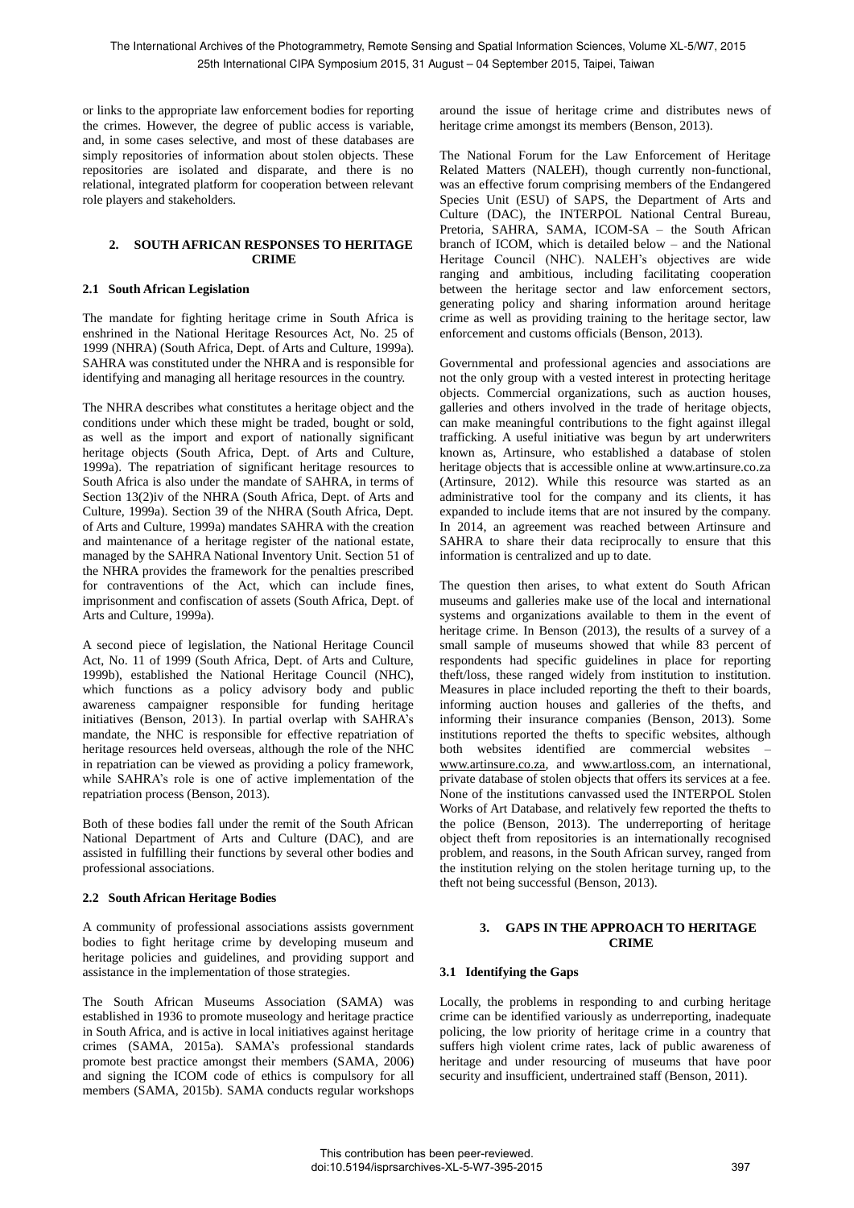or links to the appropriate law enforcement bodies for reporting the crimes. However, the degree of public access is variable, and, in some cases selective, and most of these databases are simply repositories of information about stolen objects. These repositories are isolated and disparate, and there is no relational, integrated platform for cooperation between relevant role players and stakeholders.

## 2. SOUTH AFRICAN RESPONSES TO HERITAGE CRIME

### 2.1 South African Legislation

The mandate for fighting heritage crime in South Africa is enshrined in the National Heritage Resources Act, No. 25 of 1999 (NHRA) (South Africa, Dept. of Arts and Culture, 1999a). SAHRA was constituted under the NHRA and is responsible for identifying and managing all heritage resources in the country.

The NHRA describes what constitutes a heritage object and the conditions under which these might be traded, bought or sold, as well as the import and export of nationally significant heritage objects (South Africa, Dept. of Arts and Culture, 1999a). The repatriation of significant heritage resources to South Africa is also under the mandate of SAHRA, in terms of Section 13(2)iv of the NHRA (South Africa, Dept. of Arts and Culture, 1999a). Section 39 of the NHRA (South Africa, Dept. of Arts and Culture, 1999a) mandates SAHRA with the creation and maintenance of a heritage register of the national estate, managed by the SAHRA National Inventory Unit. Section 51 of the NHRA provides the framework for the penalties prescribed for contraventions of the Act, which can include fines, imprisonment and confiscation of assets (South Africa, Dept. of Arts and Culture, 1999a).

A second piece of legislation, the National Heritage Council Act, No. 11 of 1999 (South Africa, Dept. of Arts and Culture, 1999b), established the National Heritage Council (NHC), which functions as a policy advisory body and public awareness campaigner responsible for funding heritage initiatives (Benson, 2013). In partial overlap with SAHRA's mandate, the NHC is responsible for effective repatriation of heritage resources held overseas, although the role of the NHC in repatriation can be viewed as providing a policy framework, while SAHRA's role is one of active implementation of the repatriation process (Benson, 2013).

Both of these bodies fall under the remit of the South African National Department of Arts and Culture (DAC), and are assisted in fulfilling their functions by several other bodies and professional associations.

### 2.2 South African Heritage Bodies

A community of professional associations assists government bodies to fight heritage crime by developing museum and heritage policies and guidelines, and providing support and assistance in the implementation of those strategies.

The South African Museums Association (SAMA) was established in 1936 to promote museology and heritage practice in South Africa, and is active in local initiatives against heritage crimes (SAMA, 2015a). SAMA's professional standards promote best practice amongst their members (SAMA, 2006) and signing the ICOM code of ethics is compulsory for all members (SAMA, 2015b). SAMA conducts regular workshops around the issue of heritage crime and distributes news of heritage crime amongst its members (Benson, 2013).

The National Forum for the Law Enforcement of Heritage Related Matters (NALEH), though currently non-functional, was an effective forum comprising members of the Endangered Species Unit (ESU) of SAPS, the Department of Arts and Culture (DAC), the INTERPOL National Central Bureau, Pretoria, SAHRA, SAMA, ICOM-SA – the South African branch of ICOM, which is detailed below – and the National Heritage Council (NHC). NALEH's objectives are wide ranging and ambitious, including facilitating cooperation between the heritage sector and law enforcement sectors, generating policy and sharing information around heritage crime as well as providing training to the heritage sector, law enforcement and customs officials (Benson, 2013).

Governmental and professional agencies and associations are not the only group with a vested interest in protecting heritage objects. Commercial organizations, such as auction houses, galleries and others involved in the trade of heritage objects, can make meaningful contributions to the fight against illegal trafficking. A useful initiative was begun by art underwriters known as, Artinsure, who established a database of stolen heritage objects that is accessible online at www.artinsure.co.za (Artinsure, 2012). While this resource was started as an administrative tool for the company and its clients, it has expanded to include items that are not insured by the company. In 2014, an agreement was reached between Artinsure and SAHRA to share their data reciprocally to ensure that this information is centralized and up to date.

The question then arises, to what extent do South African museums and galleries make use of the local and international systems and organizations available to them in the event of heritage crime. In Benson (2013), the results of a survey of a small sample of museums showed that while 83 percent of respondents had specific guidelines in place for reporting theft/loss, these ranged widely from institution to institution. Measures in place included reporting the theft to their boards, informing auction houses and galleries of the thefts, and informing their insurance companies (Benson, 2013). Some institutions reported the thefts to specific websites, although both websites identified are commercial websites – www.artinsure.co.za, and www.artloss.com, an international, private database of stolen objects that offers its services at a fee. None of the institutions canvassed used the INTERPOL Stolen Works of Art Database, and relatively few reported the thefts to the police (Benson, 2013). The underreporting of heritage object theft from repositories is an internationally recognised problem, and reasons, in the South African survey, ranged from the institution relying on the stolen heritage turning up, to the theft not being successful (Benson, 2013).

## 3. GAPS IN THE APPROACH TO HERITAGE CRIME

### 3.1 Identifying the Gaps

Locally, the problems in responding to and curbing heritage crime can be identified variously as underreporting, inadequate policing, the low priority of heritage crime in a country that suffers high violent crime rates, lack of public awareness of heritage and under resourcing of museums that have poor security and insufficient, undertrained staff (Benson, 2011).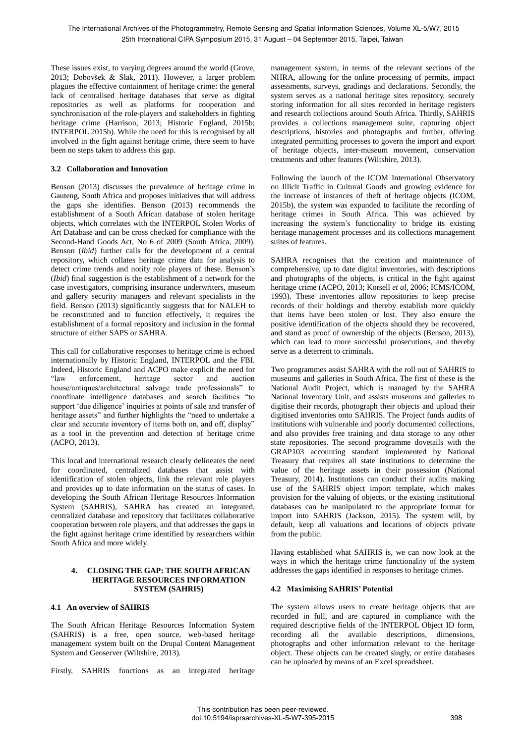These issues exist, to varying degrees around the world (Grove, 2013; Dobovšek & Slak, 2011). However, a larger problem plagues the effective containment of heritage crime: the general lack of centralised heritage databases that serve as digital repositories as well as platforms for cooperation and synchronisation of the role-players and stakeholders in fighting heritage crime (Harrison, 2013; Historic England, 2015b; INTERPOL 2015b). While the need for this is recognised by all involved in the fight against heritage crime, there seem to have been no steps taken to address this gap.

### 3.2 Collaboration and Innovation

Benson (2013) discusses the prevalence of heritage crime in Gauteng, South Africa and proposes initiatives that will address the gaps she identifies. Benson (2013) recommends the establishment of a South African database of stolen heritage objects, which correlates with the INTERPOL Stolen Works of Art Database and can be cross checked for compliance with the Second-Hand Goods Act, No 6 of 2009 (South Africa, 2009). Benson (*Ibid*) further calls for the development of a central repository, which collates heritage crime data for analysis to detect crime trends and notify role players of these. Benson's (*Ibid*) final suggestion is the establishment of a network for the case investigators, comprising insurance underwriters, museum and gallery security managers and relevant specialists in the field. Benson (2013) significantly suggests that for NALEH to be reconstituted and to function effectively, it requires the establishment of a formal repository and inclusion in the formal structure of either SAPS or SAHRA.

This call for collaborative responses to heritage crime is echoed internationally by Historic England, INTERPOL and the FBI. Indeed, Historic England and ACPO make explicit the need for "law enforcement, heritage sector and auction house/antiques/architectural salvage trade professionals" to coordinate intelligence databases and search facilities "to support 'due diligence' inquiries at points of sale and transfer of heritage assets" and further highlights the "need to undertake a clear and accurate inventory of items both on, and off, display" as a tool in the prevention and detection of heritage crime (ACPO, 2013).

This local and international research clearly delineates the need for coordinated, centralized databases that assist with identification of stolen objects, link the relevant role players and provides up to date information on the status of cases. In developing the South African Heritage Resources Information System (SAHRIS), SAHRA has created an integrated, centralized database and repository that facilitates collaborative cooperation between role players, and that addresses the gaps in the fight against heritage crime identified by researchers within South Africa and more widely.

## 4. CLOSING THE GAP: THE SOUTH AFRICAN HERITAGE RESOURCES INFORMATION SYSTEM (SAHRIS)

### 4.1 An overview of SAHRIS

The South African Heritage Resources Information System (SAHRIS) is a free, open source, web-based heritage management system built on the Drupal Content Management System and Geoserver (Wiltshire, 2013).

Firstly, SAHRIS functions as an integrated heritage management system, in terms of the relevant sections of the NHRA, allowing for the online processing of permits, impact assessments, surveys, gradings and declarations. Secondly, the system serves as a national heritage sites repository, securely storing information for all sites recorded in heritage registers and research collections around South Africa. Thirdly, SAHRIS provides a collections management suite, capturing object descriptions, histories and photographs and further, offering integrated permitting processes to govern the import and export of heritage objects, inter-museum movement, conservation treatments and other features (Wiltshire, 2013).

Following the launch of the ICOM International Observatory on Illicit Traffic in Cultural Goods and growing evidence for the increase of instances of theft of heritage objects (ICOM, 2015b), the system was expanded to facilitate the recording of heritage crimes in South Africa. This was achieved by increasing the system's functionality to bridge its existing heritage management processes and its collections management suites of features.

SAHRA recognises that the creation and maintenance of comprehensive, up to date digital inventories, with descriptions and photographs of the objects, is critical in the fight against heritage crime (ACPO, 2013; Korsell *et al*, 2006; ICMS/ICOM, 1993). These inventories allow repositories to keep precise records of their holdings and thereby establish more quickly that items have been stolen or lost. They also ensure the positive identification of the objects should they be recovered, and stand as proof of ownership of the objects (Benson, 2013), which can lead to more successful prosecutions, and thereby serve as a deterrent to criminals.

Two programmes assist SAHRA with the roll out of SAHRIS to museums and galleries in South Africa. The first of these is the National Audit Project, which is managed by the SAHRA National Inventory Unit, and assists museums and galleries to digitise their records, photograph their objects and upload their digitised inventories onto SAHRIS. The Project funds audits of institutions with vulnerable and poorly documented collections, and also provides free training and data storage to any other state repositories. The second programme dovetails with the GRAP103 accounting standard implemented by National Treasury that requires all state institutions to determine the value of the heritage assets in their possession (National Treasury, 2014). Institutions can conduct their audits making use of the SAHRIS object import template, which makes provision for the valuing of objects, or the existing institutional databases can be manipulated to the appropriate format for import into SAHRIS (Jackson, 2015). The system will, by default, keep all valuations and locations of objects private from the public.

Having established what SAHRIS is, we can now look at the ways in which the heritage crime functionality of the system addresses the gaps identified in responses to heritage crimes.

### 4.2 Maximising SAHRIS' Potential

The system allows users to create heritage objects that are recorded in full, and are captured in compliance with the required descriptive fields of the INTERPOL Object ID form, recording all the available descriptions, dimensions, photographs and other information relevant to the heritage object. These objects can be created singly, or entire databases can be uploaded by means of an Excel spreadsheet.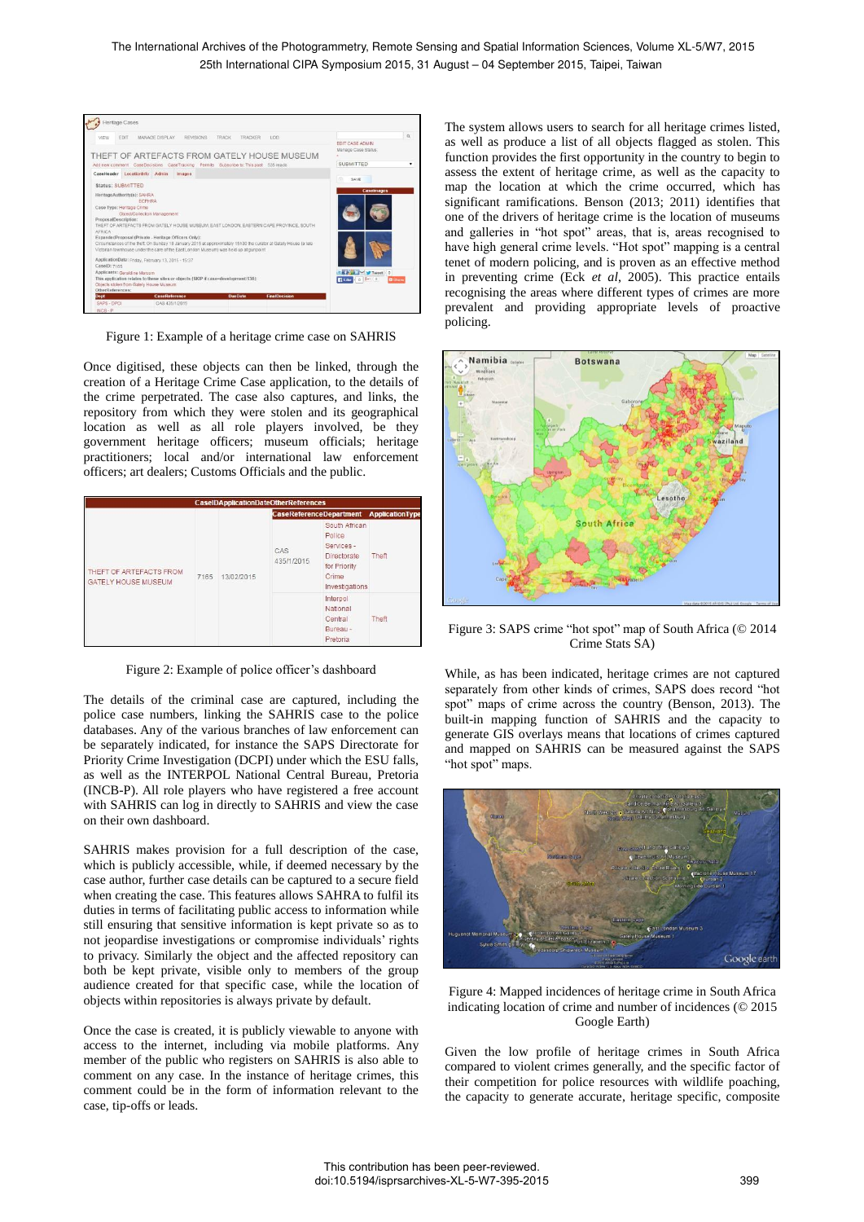Figure 1: Example of a heritage crime case on SAHRIS

Once digitised, these objects can then be linked, through the creation of a Heritage Crime Case application, to the details of the crime perpetrated. The case also captures, and links, the repository from which they were stolen and its geographical location as well as all role players involved, be they government heritage officers; museum officials; heritage practitioners; local and/or international law enforcement officers; art dealers; Customs Officials and the public.

| Case | ID | ApplicationDate | OtherReferences | | |
|---|---|---|---|---|---|
| | | | CaseReference | Department | ApplicationType |
| THEFT OF ARTEFACTS FROM GATELY HOUSE MUSEUM | 7165 | 13/02/2015 | CAS 435/1/2015 | South African Police Services - Directorate for Priority Crime Investigations | Theft |
| | | | | Interpol National Central Bureau - Pretoria | Theft |

Figure 2: Example of police officer's dashboard

The details of the criminal case are captured, including the police case numbers, linking the SAHRIS case to the police databases. Any of the various branches of law enforcement can be separately indicated, for instance the SAPS Directorate for Priority Crime Investigation (DCPI) under which the ESU falls, as well as the INTERPOL National Central Bureau, Pretoria (INCB-P). All role players who have registered a free account with SAHRIS can log in directly to SAHRIS and view the case on their own dashboard.

SAHRIS makes provision for a full description of the case, which is publicly accessible, while, if deemed necessary by the case author, further case details can be captured to a secure field when creating the case. This features allows SAHRA to fulfil its duties in terms of facilitating public access to information while still ensuring that sensitive information is kept private so as to not jeopardise investigations or compromise individuals' rights to privacy. Similarly the object and the affected repository can both be kept private, visible only to members of the group audience created for that specific case, while the location of objects within repositories is always private by default.

Once the case is created, it is publicly viewable to anyone with access to the internet, including via mobile platforms. Any member of the public who registers on SAHRIS is also able to comment on any case. In the instance of heritage crimes, this comment could be in the form of information relevant to the case, tip-offs or leads.

The system allows users to search for all heritage crimes listed, as well as produce a list of all objects flagged as stolen. This function provides the first opportunity in the country to begin to assess the extent of heritage crime, as well as the capacity to map the location at which the crime occurred, which has significant ramifications. Benson (2013; 2011) identifies that one of the drivers of heritage crime is the location of museums and galleries in "hot spot" areas, that is, areas recognised to have high general crime levels. "Hot spot" mapping is a central tenet of modern policing, and is proven as an effective method in preventing crime (Eck *et al*, 2005). This practice entails recognising the areas where different types of crimes are more prevalent and providing appropriate levels of proactive policing.

Figure 3: SAPS crime "hot spot" map of South Africa (© 2014 Crime Stats SA)

While, as has been indicated, heritage crimes are not captured separately from other kinds of crimes, SAPS does record "hot spot" maps of crime across the country (Benson, 2013). The built-in mapping function of SAHRIS and the capacity to generate GIS overlays means that locations of crimes captured and mapped on SAHRIS can be measured against the SAPS "hot spot" maps.

Figure 4: Mapped incidences of heritage crime in South Africa indicating location of crime and number of incidences (© 2015 Google Earth)

Given the low profile of heritage crimes in South Africa compared to violent crimes generally, and the specific factor of their competition for police resources with wildlife poaching, the capacity to generate accurate, heritage specific, composite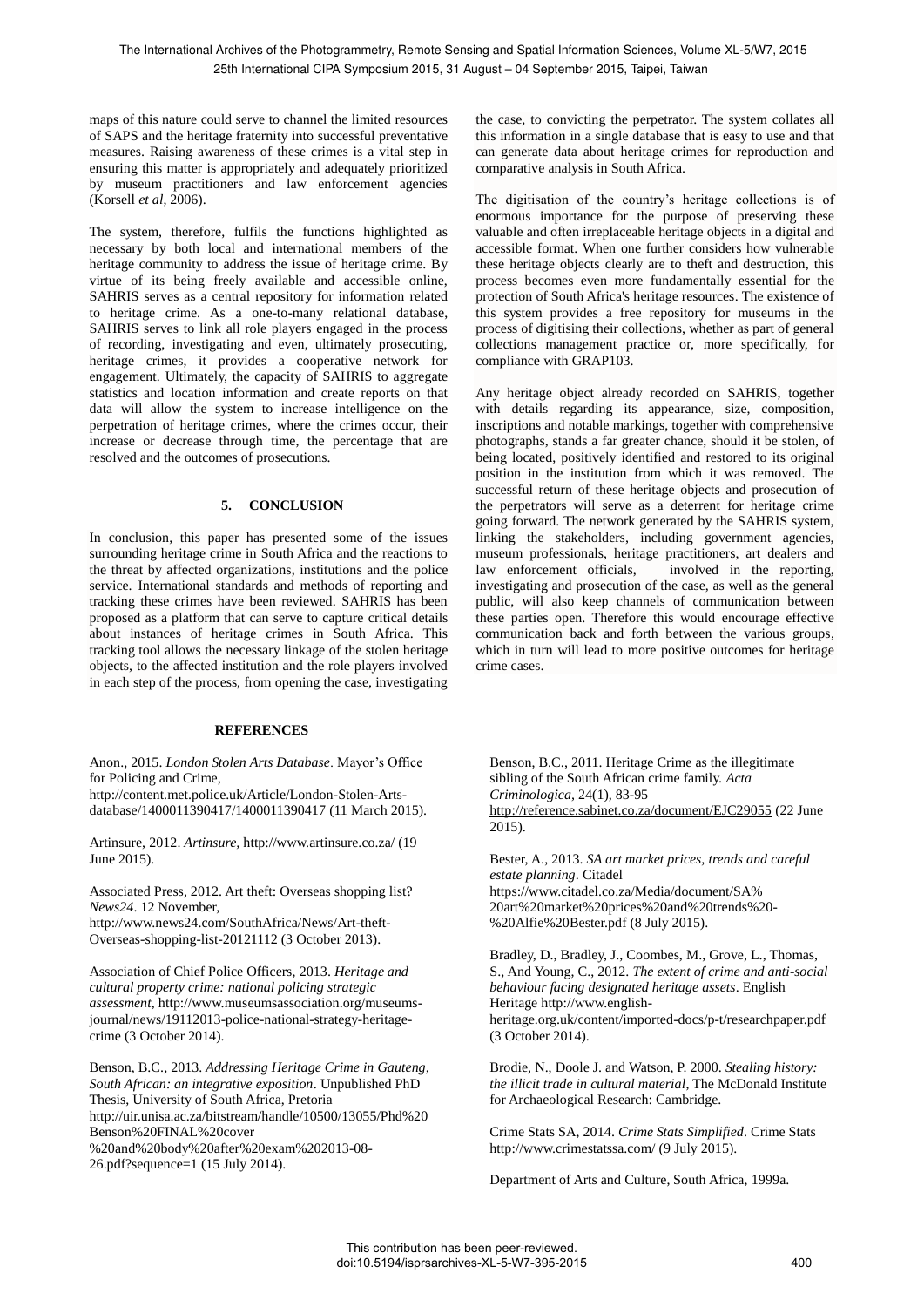maps of this nature could serve to channel the limited resources of SAPS and the heritage fraternity into successful preventative measures. Raising awareness of these crimes is a vital step in ensuring this matter is appropriately and adequately prioritized by museum practitioners and law enforcement agencies (Korsell *et al*, 2006).

The system, therefore, fulfils the functions highlighted as necessary by both local and international members of the heritage community to address the issue of heritage crime. By virtue of its being freely available and accessible online, SAHRIS serves as a central repository for information related to heritage crime. As a one-to-many relational database, SAHRIS serves to link all role players engaged in the process of recording, investigating and even, ultimately prosecuting, heritage crimes, it provides a cooperative network for engagement. Ultimately, the capacity of SAHRIS to aggregate statistics and location information and create reports on that data will allow the system to increase intelligence on the perpetration of heritage crimes, where the crimes occur, their increase or decrease through time, the percentage that are resolved and the outcomes of prosecutions.

## 5. CONCLUSION

In conclusion, this paper has presented some of the issues surrounding heritage crime in South Africa and the reactions to the threat by affected organizations, institutions and the police service. International standards and methods of reporting and tracking these crimes have been reviewed. SAHRIS has been proposed as a platform that can serve to capture critical details about instances of heritage crimes in South Africa. This tracking tool allows the necessary linkage of the stolen heritage objects, to the affected institution and the role players involved in each step of the process, from opening the case, investigating the case, to convicting the perpetrator. The system collates all this information in a single database that is easy to use and that can generate data about heritage crimes for reproduction and comparative analysis in South Africa.

The digitisation of the country's heritage collections is of enormous importance for the purpose of preserving these valuable and often irreplaceable heritage objects in a digital and accessible format. When one further considers how vulnerable these heritage objects clearly are to theft and destruction, this process becomes even more fundamentally essential for the protection of South Africa's heritage resources. The existence of this system provides a free repository for museums in the process of digitising their collections, whether as part of general collections management practice or, more specifically, for compliance with GRAP103.

Any heritage object already recorded on SAHRIS, together with details regarding its appearance, size, composition, inscriptions and notable markings, together with comprehensive photographs, stands a far greater chance, should it be stolen, of being located, positively identified and restored to its original position in the institution from which it was removed. The successful return of these heritage objects and prosecution of the perpetrators will serve as a deterrent for heritage crime going forward. The network generated by the SAHRIS system, linking the stakeholders, including government agencies, museum professionals, heritage practitioners, art dealers and law enforcement officials, involved in the reporting, investigating and prosecution of the case, as well as the general public, will also keep channels of communication between these parties open. Therefore this would encourage effective communication back and forth between the various groups, which in turn will lead to more positive outcomes for heritage crime cases.

## REFERENCES

Anon., 2015. *London Stolen Arts Database*. Mayor's Office for Policing and Crime, http://content.met.police.uk/Article/London-Stolen-Arts-database/1400011390417/1400011390417 (11 March 2015).

Artinsure, 2012. *Artinsure,* http://www.artinsure.co.za/ (19 June 2015).

Associated Press, 2012. Art theft: Overseas shopping list? *News24*. 12 November, http://www.news24.com/SouthAfrica/News/Art-theft-Overseas-shopping-list-20121112 (3 October 2013).

Association of Chief Police Officers, 2013. *Heritage and cultural property crime: national policing strategic assessment,* http://www.museumsassociation.org/museums-journal/news/19112013-police-national-strategy-heritage-crime (3 October 2014).

Benson, B.C., 2013. *Addressing Heritage Crime in Gauteng, South African: an integrative exposition*. Unpublished PhD Thesis, University of South Africa, Pretoria http://uir.unisa.ac.za/bitstream/handle/10500/13055/Phd%20Benson%20FINAL%20cover%20and%20body%20after%20exam%202013-08-26.pdf?sequence=1 (15 July 2014).

Benson, B.C., 2011. Heritage Crime as the illegitimate sibling of the South African crime family. *Acta Criminologica,* 24(1), 83-95 http://reference.sabinet.co.za/document/EJC29055 (22 June 2015).

Bester, A., 2013. *SA art market prices, trends and careful estate planning*. Citadel https://www.citadel.co.za/Media/document/SA%20art%20market%20prices%20and%20trends%20-%20Alfie%20Bester.pdf (8 July 2015).

Bradley, D., Bradley, J., Coombes, M., Grove, L., Thomas, S., And Young, C., 2012. *The extent of crime and anti-social behaviour facing designated heritage assets*. English Heritage http://www.english-heritage.org.uk/content/imported-docs/p-t/researchpaper.pdf (3 October 2014).

Brodie, N., Doole J. and Watson, P. 2000. *Stealing history: the illicit trade in cultural material*, The McDonald Institute for Archaeological Research: Cambridge.

Crime Stats SA, 2014. *Crime Stats Simplified*. Crime Stats http://www.crimestatssa.com/ (9 July 2015).

Department of Arts and Culture, South Africa, 1999a.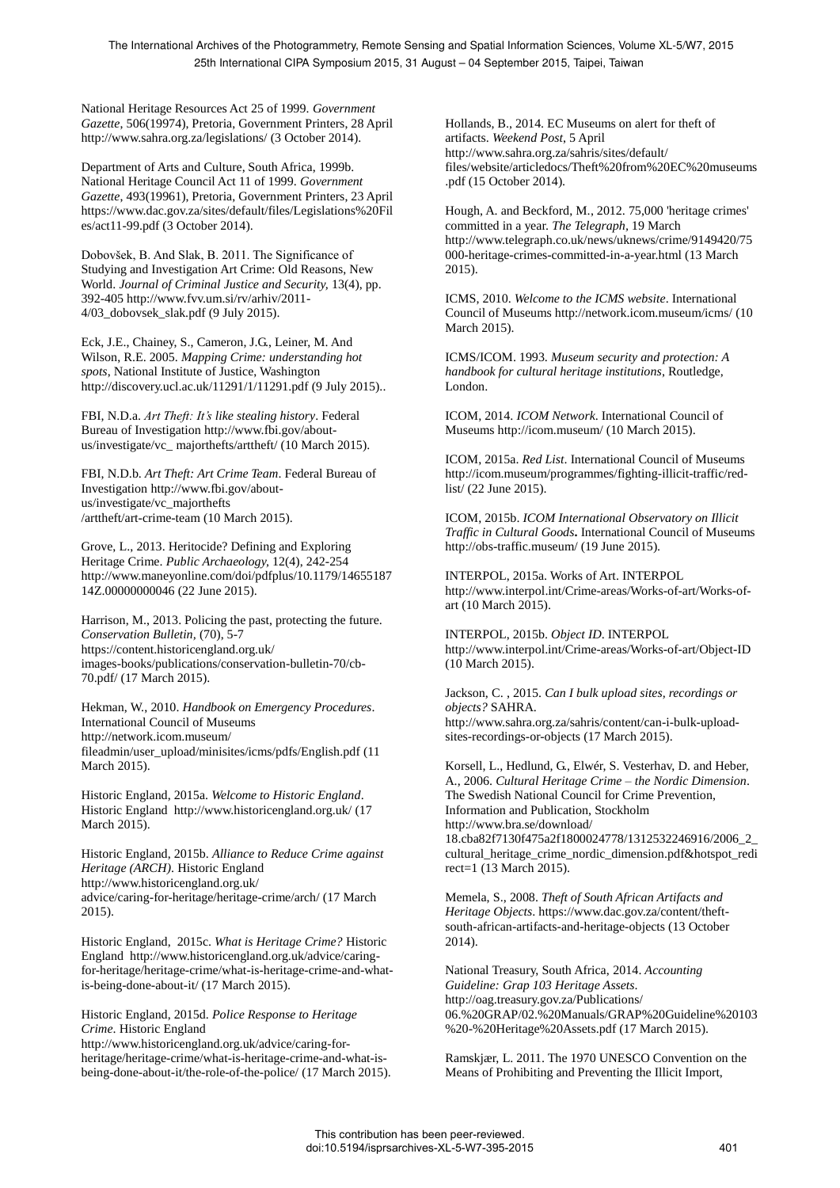National Heritage Resources Act 25 of 1999. *Government Gazette*, 506(19974), Pretoria, Government Printers, 28 April http://www.sahra.org.za/legislations/ (3 October 2014).

Department of Arts and Culture, South Africa, 1999b. National Heritage Council Act 11 of 1999. *Government Gazette*, 493(19961), Pretoria, Government Printers, 23 April https://www.dac.gov.za/sites/default/files/Legislations%20Files/act11-99.pdf (3 October 2014).

Dobovšek, B. And Slak, B. 2011. The Significance of Studying and Investigation Art Crime: Old Reasons, New World. *Journal of Criminal Justice and Security*, 13(4), pp. 392-405 http://www.fvv.um.si/rv/arhiv/2011-4/03_dobovsek_slak.pdf (9 July 2015).

Eck, J.E., Chainey, S., Cameron, J.G., Leiner, M. And Wilson, R.E. 2005. *Mapping Crime: understanding hot spots*, National Institute of Justice, Washington http://discovery.ucl.ac.uk/11291/1/11291.pdf (9 July 2015)..

FBI, N.D.a. *Art Theft: It's like stealing history*. Federal Bureau of Investigation http://www.fbi.gov/about-us/investigate/vc_ majorthefts/arttheft/ (10 March 2015).

FBI, N.D.b. *Art Theft: Art Crime Team*. Federal Bureau of Investigation http://www.fbi.gov/about-us/investigate/vc_majorthefts /arttheft/art-crime-team (10 March 2015).

Grove, L., 2013. Heritocide? Defining and Exploring Heritage Crime. *Public Archaeology*, 12(4), 242-254 http://www.maneyonline.com/doi/pdfplus/10.1179/1465518714Z.00000000046 (22 June 2015).

Harrison, M., 2013. Policing the past, protecting the future. *Conservation Bulletin*, (70), 5-7 https://content.historicengland.org.uk/images-books/publications/conservation-bulletin-70/cb-70.pdf/ (17 March 2015).

Hekman, W., 2010. *Handbook on Emergency Procedures*. International Council of Museums http://network.icom.museum/fileadmin/user_upload/minisites/icms/pdfs/English.pdf (11 March 2015).

Historic England, 2015a. *Welcome to Historic England*. Historic England http://www.historicengland.org.uk/ (17 March 2015).

Historic England, 2015b. *Alliance to Reduce Crime against Heritage (ARCH)*. Historic England http://www.historicengland.org.uk/advice/caring-for-heritage/heritage-crime/arch/ (17 March 2015).

Historic England, 2015c. *What is Heritage Crime?* Historic England http://www.historicengland.org.uk/advice/caring-for-heritage/heritage-crime/what-is-heritage-crime-and-what-is-being-done-about-it/ (17 March 2015).

Historic England, 2015d. *Police Response to Heritage Crime*. Historic England http://www.historicengland.org.uk/advice/caring-for-heritage/heritage-crime/what-is-heritage-crime-and-what-is-being-done-about-it/the-role-of-the-police/ (17 March 2015).

Hollands, B., 2014. EC Museums on alert for theft of artifacts. *Weekend Post*, 5 April http://www.sahra.org.za/sahris/sites/default/files/website/articledocs/Theft%20from%20EC%20museums.pdf (15 October 2014).

Hough, A. and Beckford, M., 2012. 75,000 'heritage crimes' committed in a year. *The Telegraph*, 19 March http://www.telegraph.co.uk/news/uknews/crime/9149420/75000-heritage-crimes-committed-in-a-year.html (13 March 2015).

ICMS, 2010. *Welcome to the ICMS website*. International Council of Museums http://network.icom.museum/icms/ (10 March 2015).

ICMS/ICOM. 1993. *Museum security and protection: A handbook for cultural heritage institutions*, Routledge, London.

ICOM, 2014. *ICOM Network*. International Council of Museums http://icom.museum/ (10 March 2015).

ICOM, 2015a. *Red List*. International Council of Museums http://icom.museum/programmes/fighting-illicit-traffic/red-list/ (22 June 2015).

ICOM, 2015b. *ICOM International Observatory on Illicit Traffic in Cultural Goods***.** International Council of Museums http://obs-traffic.museum/ (19 June 2015).

INTERPOL, 2015a. Works of Art. INTERPOL http://www.interpol.int/Crime-areas/Works-of-art/Works-of-art (10 March 2015).

INTERPOL, 2015b. *Object ID*. INTERPOL http://www.interpol.int/Crime-areas/Works-of-art/Object-ID (10 March 2015).

Jackson, C. , 2015. *Can I bulk upload sites, recordings or objects?* SAHRA. http://www.sahra.org.za/sahris/content/can-i-bulk-upload-sites-recordings-or-objects (17 March 2015).

Korsell, L., Hedlund, G., Elwér, S. Vesterhav, D. and Heber, A., 2006. *Cultural Heritage Crime – the Nordic Dimension*. The Swedish National Council for Crime Prevention, Information and Publication, Stockholm http://www.bra.se/download/18.cba82f7130f475a2f1800024778/1312532246916/2006_2_cultural_heritage_crime_nordic_dimension.pdf&hotspot_redirect=1 (13 March 2015).

Memela, S., 2008. *Theft of South African Artifacts and Heritage Objects*. https://www.dac.gov.za/content/theft-south-african-artifacts-and-heritage-objects (13 October 2014).

National Treasury, South Africa, 2014. *Accounting Guideline: Grap 103 Heritage Assets*. http://oag.treasury.gov.za/Publications/06.%20GRAP/02.%20Manuals/GRAP%20Guideline%20103%20-%20Heritage%20Assets.pdf (17 March 2015).

Ramskjær, L. 2011. The 1970 UNESCO Convention on the Means of Prohibiting and Preventing the Illicit Import,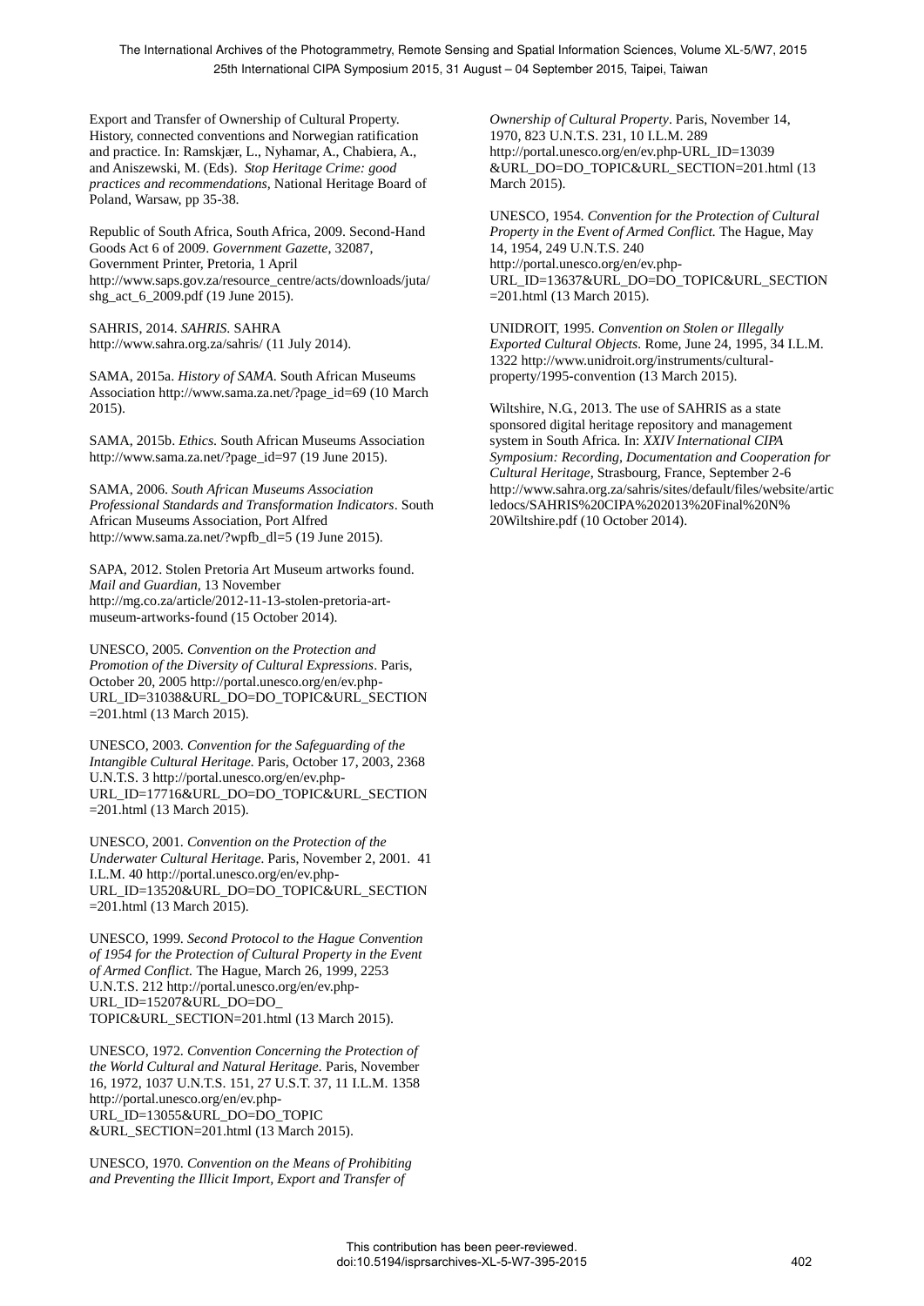Export and Transfer of Ownership of Cultural Property. History, connected conventions and Norwegian ratification and practice. In: Ramskjær, L., Nyhamar, A., Chabiera, A., and Aniszewski, M. (Eds). *Stop Heritage Crime: good practices and recommendations*, National Heritage Board of Poland, Warsaw, pp 35-38.

Republic of South Africa, South Africa, 2009. Second-Hand Goods Act 6 of 2009. *Government Gazette*, 32087, Government Printer, Pretoria, 1 April http://www.saps.gov.za/resource_centre/acts/downloads/juta/shg_act_6_2009.pdf (19 June 2015).

SAHRIS, 2014. *SAHRIS*. SAHRA http://www.sahra.org.za/sahris/ (11 July 2014).

SAMA, 2015a. *History of SAMA*. South African Museums Association http://www.sama.za.net/?page_id=69 (10 March 2015).

SAMA, 2015b. *Ethics*. South African Museums Association http://www.sama.za.net/?page_id=97 (19 June 2015).

SAMA, 2006. *South African Museums Association Professional Standards and Transformation Indicators*. South African Museums Association, Port Alfred http://www.sama.za.net/?wpfb_dl=5 (19 June 2015).

SAPA, 2012. Stolen Pretoria Art Museum artworks found. *Mail and Guardian*, 13 November http://mg.co.za/article/2012-11-13-stolen-pretoria-art-museum-artworks-found (15 October 2014).

UNESCO, 2005. *Convention on the Protection and Promotion of the Diversity of Cultural Expressions*. Paris, October 20, 2005 http://portal.unesco.org/en/ev.php-URL_ID=31038&URL_DO=DO_TOPIC&URL_SECTION=201.html (13 March 2015).

UNESCO, 2003. *Convention for the Safeguarding of the Intangible Cultural Heritage*. Paris, October 17, 2003, 2368 U.N.T.S. 3 http://portal.unesco.org/en/ev.php-URL_ID=17716&URL_DO=DO_TOPIC&URL_SECTION=201.html (13 March 2015).

UNESCO, 2001. *Convention on the Protection of the Underwater Cultural Heritage*. Paris, November 2, 2001. 41 I.L.M. 40 http://portal.unesco.org/en/ev.php-URL_ID=13520&URL_DO=DO_TOPIC&URL_SECTION=201.html (13 March 2015).

UNESCO, 1999. *Second Protocol to the Hague Convention of 1954 for the Protection of Cultural Property in the Event of Armed Conflict*. The Hague, March 26, 1999, 2253 U.N.T.S. 212 http://portal.unesco.org/en/ev.php-URL_ID=15207&URL_DO=DO_TOPIC&URL_SECTION=201.html (13 March 2015).

UNESCO, 1972. *Convention Concerning the Protection of the World Cultural and Natural Heritage*. Paris, November 16, 1972, 1037 U.N.T.S. 151, 27 U.S.T. 37, 11 I.L.M. 1358 http://portal.unesco.org/en/ev.php-URL_ID=13055&URL_DO=DO_TOPIC&URL_SECTION=201.html (13 March 2015).

UNESCO, 1970. *Convention on the Means of Prohibiting and Preventing the Illicit Import, Export and Transfer of Ownership of Cultural Property*. Paris, November 14, 1970, 823 U.N.T.S. 231, 10 I.L.M. 289 http://portal.unesco.org/en/ev.php-URL_ID=13039&URL_DO=DO_TOPIC&URL_SECTION=201.html (13 March 2015).

UNESCO, 1954. *Convention for the Protection of Cultural Property in the Event of Armed Conflict*. The Hague, May 14, 1954, 249 U.N.T.S. 240 http://portal.unesco.org/en/ev.php-URL_ID=13637&URL_DO=DO_TOPIC&URL_SECTION=201.html (13 March 2015).

UNIDROIT, 1995. *Convention on Stolen or Illegally Exported Cultural Objects*. Rome, June 24, 1995, 34 I.L.M. 1322 http://www.unidroit.org/instruments/cultural-property/1995-convention (13 March 2015).

Wiltshire, N.G., 2013. The use of SAHRIS as a state sponsored digital heritage repository and management system in South Africa. In: *XXIV International CIPA Symposium: Recording, Documentation and Cooperation for Cultural Heritage*, Strasbourg, France, September 2-6 http://www.sahra.org.za/sahris/sites/default/files/website/articledocs/SAHRIS%20CIPA%202013%20Final%20N%20Wiltshire.pdf (10 October 2014).